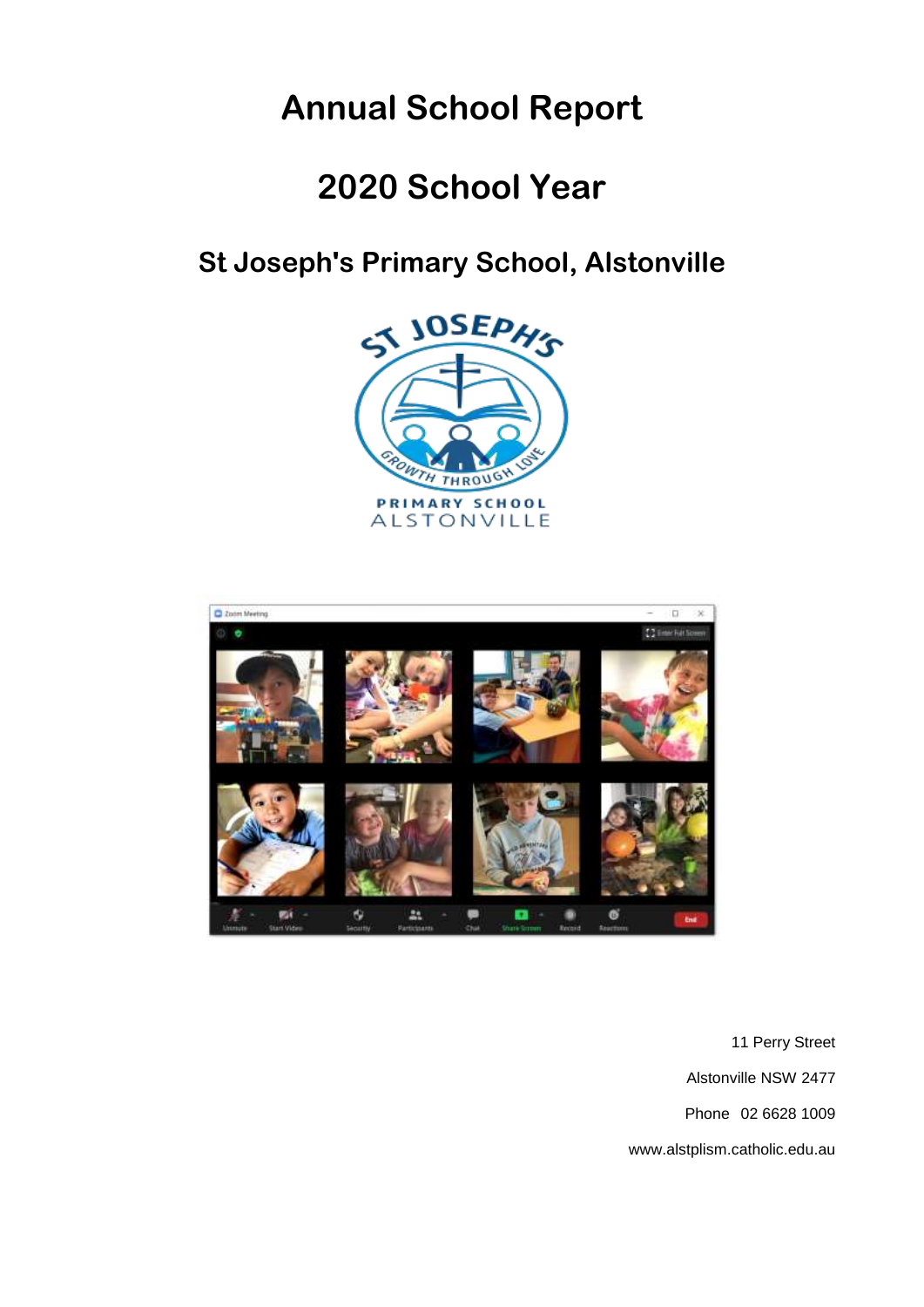# Annual School Report

# 2020 School Year

## St Joseph's Primary School, Alstonville

11 Perry Street

Alstonville NSW 2477

Phone 02 6628 1009

www.alstplism.catholic.edu.au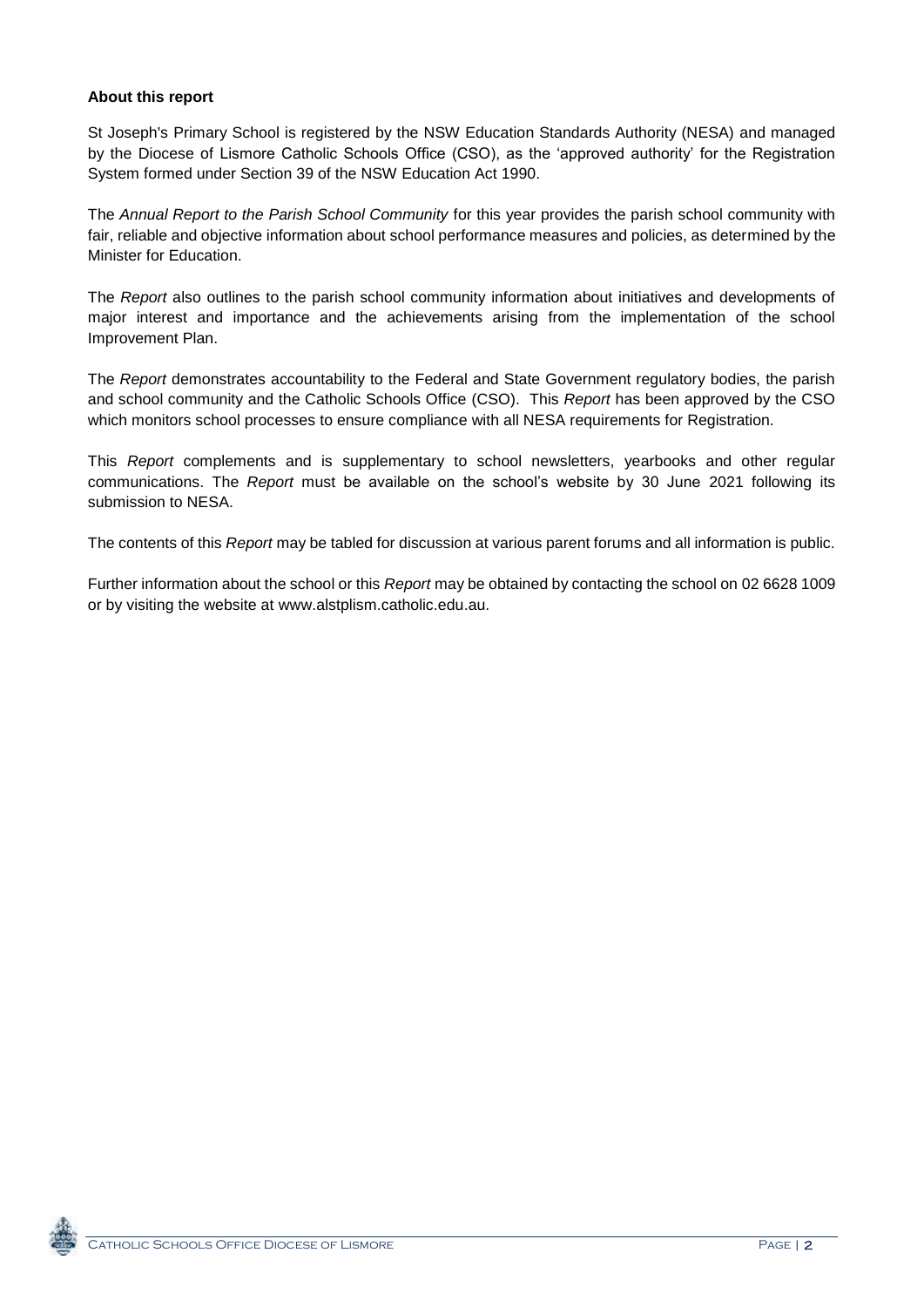**About this report**

St Joseph's Primary School is registered by the NSW Education Standards Authority (NESA) and managed by the Diocese of Lismore Catholic Schools Office (CSO), as the 'approved authority' for the Registration System formed under Section 39 of the NSW Education Act 1990.

The *Annual Report to the Parish School Community* for this year provides the parish school community with fair, reliable and objective information about school performance measures and policies, as determined by the Minister for Education.

The *Report* also outlines to the parish school community information about initiatives and developments of major interest and importance and the achievements arising from the implementation of the school Improvement Plan.

The *Report* demonstrates accountability to the Federal and State Government regulatory bodies, the parish and school community and the Catholic Schools Office (CSO). This *Report* has been approved by the CSO which monitors school processes to ensure compliance with all NESA requirements for Registration.

This *Report* complements and is supplementary to school newsletters, yearbooks and other regular communications. The *Report* must be available on the school's website by 30 June 2021 following its submission to NESA.

The contents of this *Report* may be tabled for discussion at various parent forums and all information is public.

Further information about the school or this *Report* may be obtained by contacting the school on 02 6628 1009 or by visiting the website at www.alstplism.catholic.edu.au.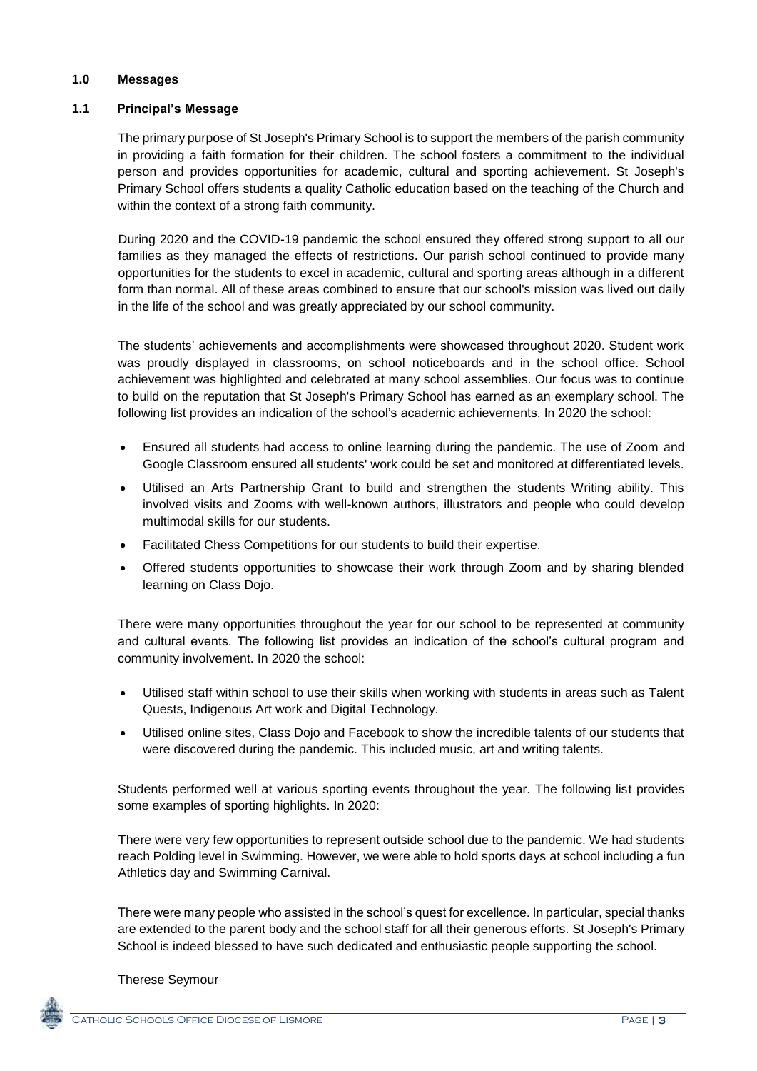# 1.0 Messages

## 1.1 Principal's Message

The primary purpose of St Joseph's Primary School is to support the members of the parish community in providing a faith formation for their children. The school fosters a commitment to the individual person and provides opportunities for academic, cultural and sporting achievement. St Joseph's Primary School offers students a quality Catholic education based on the teaching of the Church and within the context of a strong faith community.

During 2020 and the COVID-19 pandemic the school ensured they offered strong support to all our families as they managed the effects of restrictions. Our parish school continued to provide many opportunities for the students to excel in academic, cultural and sporting areas although in a different form than normal. All of these areas combined to ensure that our school's mission was lived out daily in the life of the school and was greatly appreciated by our school community.

The students' achievements and accomplishments were showcased throughout 2020. Student work was proudly displayed in classrooms, on school noticeboards and in the school office. School achievement was highlighted and celebrated at many school assemblies. Our focus was to continue to build on the reputation that St Joseph's Primary School has earned as an exemplary school. The following list provides an indication of the school's academic achievements. In 2020 the school:

- Ensured all students had access to online learning during the pandemic. The use of Zoom and Google Classroom ensured all students' work could be set and monitored at differentiated levels.
- Utilised an Arts Partnership Grant to build and strengthen the students Writing ability. This involved visits and Zooms with well-known authors, illustrators and people who could develop multimodal skills for our students.
- Facilitated Chess Competitions for our students to build their expertise.
- Offered students opportunities to showcase their work through Zoom and by sharing blended learning on Class Dojo.

There were many opportunities throughout the year for our school to be represented at community and cultural events. The following list provides an indication of the school's cultural program and community involvement. In 2020 the school:

- Utilised staff within school to use their skills when working with students in areas such as Talent Quests, Indigenous Art work and Digital Technology.
- Utilised online sites, Class Dojo and Facebook to show the incredible talents of our students that were discovered during the pandemic. This included music, art and writing talents.

Students performed well at various sporting events throughout the year. The following list provides some examples of sporting highlights. In 2020:

There were very few opportunities to represent outside school due to the pandemic. We had students reach Polding level in Swimming. However, we were able to hold sports days at school including a fun Athletics day and Swimming Carnival.

There were many people who assisted in the school's quest for excellence. In particular, special thanks are extended to the parent body and the school staff for all their generous efforts. St Joseph's Primary School is indeed blessed to have such dedicated and enthusiastic people supporting the school.

Therese Seymour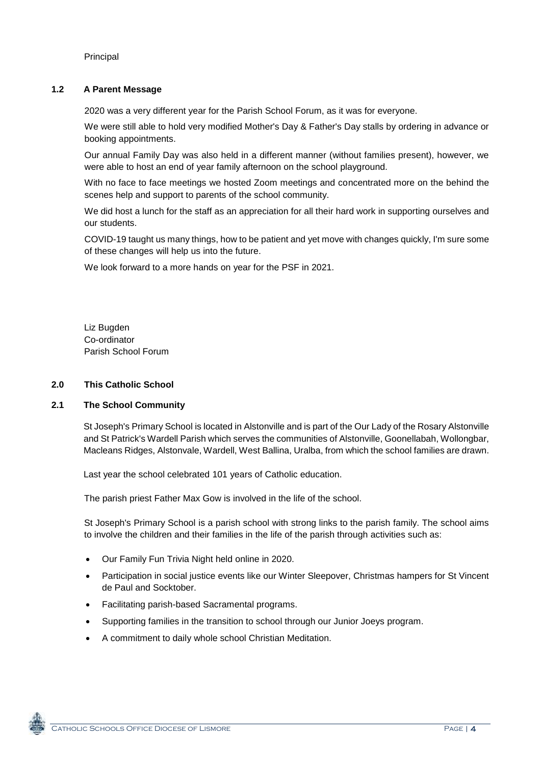Principal

### 1.2 A Parent Message

2020 was a very different year for the Parish School Forum, as it was for everyone.

We were still able to hold very modified Mother's Day & Father's Day stalls by ordering in advance or booking appointments.

Our annual Family Day was also held in a different manner (without families present), however, we were able to host an end of year family afternoon on the school playground.

With no face to face meetings we hosted Zoom meetings and concentrated more on the behind the scenes help and support to parents of the school community.

We did host a lunch for the staff as an appreciation for all their hard work in supporting ourselves and our students.

COVID-19 taught us many things, how to be patient and yet move with changes quickly, I'm sure some of these changes will help us into the future.

We look forward to a more hands on year for the PSF in 2021.

Liz Bugden
Co-ordinator
Parish School Forum

## 2.0 This Catholic School

### 2.1 The School Community

St Joseph's Primary School is located in Alstonville and is part of the Our Lady of the Rosary Alstonville and St Patrick's Wardell Parish which serves the communities of Alstonville, Goonellabah, Wollongbar, Macleans Ridges, Alstonvale, Wardell, West Ballina, Uralba, from which the school families are drawn.

Last year the school celebrated 101 years of Catholic education.

The parish priest Father Max Gow is involved in the life of the school.

St Joseph's Primary School is a parish school with strong links to the parish family. The school aims to involve the children and their families in the life of the parish through activities such as:

- Our Family Fun Trivia Night held online in 2020.
- Participation in social justice events like our Winter Sleepover, Christmas hampers for St Vincent de Paul and Socktober.
- Facilitating parish-based Sacramental programs.
- Supporting families in the transition to school through our Junior Joeys program.
- A commitment to daily whole school Christian Meditation.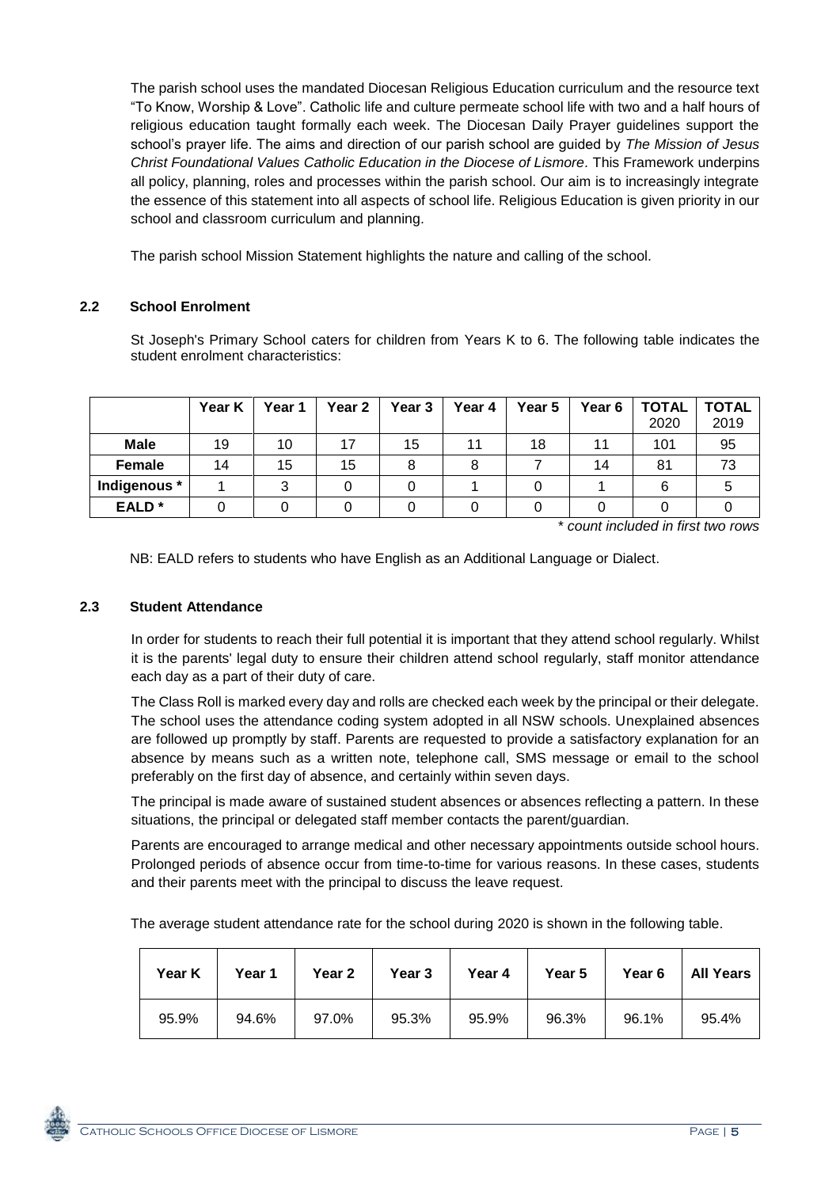The parish school uses the mandated Diocesan Religious Education curriculum and the resource text "To Know, Worship & Love". Catholic life and culture permeate school life with two and a half hours of religious education taught formally each week. The Diocesan Daily Prayer guidelines support the school's prayer life. The aims and direction of our parish school are guided by *The Mission of Jesus Christ Foundational Values Catholic Education in the Diocese of Lismore*. This Framework underpins all policy, planning, roles and processes within the parish school. Our aim is to increasingly integrate the essence of this statement into all aspects of school life. Religious Education is given priority in our school and classroom curriculum and planning.

The parish school Mission Statement highlights the nature and calling of the school.

### 2.2 School Enrolment

St Joseph's Primary School caters for children from Years K to 6. The following table indicates the student enrolment characteristics:

| | Year K | Year 1 | Year 2 | Year 3 | Year 4 | Year 5 | Year 6 | TOTAL 2020 | TOTAL 2019 |
|---|---|---|---|---|---|---|---|---|---|
| **Male** | 19 | 10 | 17 | 15 | 11 | 18 | 11 | 101 | 95 |
| **Female** | 14 | 15 | 15 | 8 | 8 | 7 | 14 | 81 | 73 |
| **Indigenous *** | 1 | 3 | 0 | 0 | 1 | 0 | 1 | 6 | 5 |
| **EALD *** | 0 | 0 | 0 | 0 | 0 | 0 | 0 | 0 | 0 |

*\* count included in first two rows*

NB: EALD refers to students who have English as an Additional Language or Dialect.

### 2.3 Student Attendance

In order for students to reach their full potential it is important that they attend school regularly. Whilst it is the parents' legal duty to ensure their children attend school regularly, staff monitor attendance each day as a part of their duty of care.

The Class Roll is marked every day and rolls are checked each week by the principal or their delegate. The school uses the attendance coding system adopted in all NSW schools. Unexplained absences are followed up promptly by staff. Parents are requested to provide a satisfactory explanation for an absence by means such as a written note, telephone call, SMS message or email to the school preferably on the first day of absence, and certainly within seven days.

The principal is made aware of sustained student absences or absences reflecting a pattern. In these situations, the principal or delegated staff member contacts the parent/guardian.

Parents are encouraged to arrange medical and other necessary appointments outside school hours. Prolonged periods of absence occur from time-to-time for various reasons. In these cases, students and their parents meet with the principal to discuss the leave request.

The average student attendance rate for the school during 2020 is shown in the following table.

| Year K | Year 1 | Year 2 | Year 3 | Year 4 | Year 5 | Year 6 | All Years |
|---|---|---|---|---|---|---|---|
| 95.9% | 94.6% | 97.0% | 95.3% | 95.9% | 96.3% | 96.1% | 95.4% |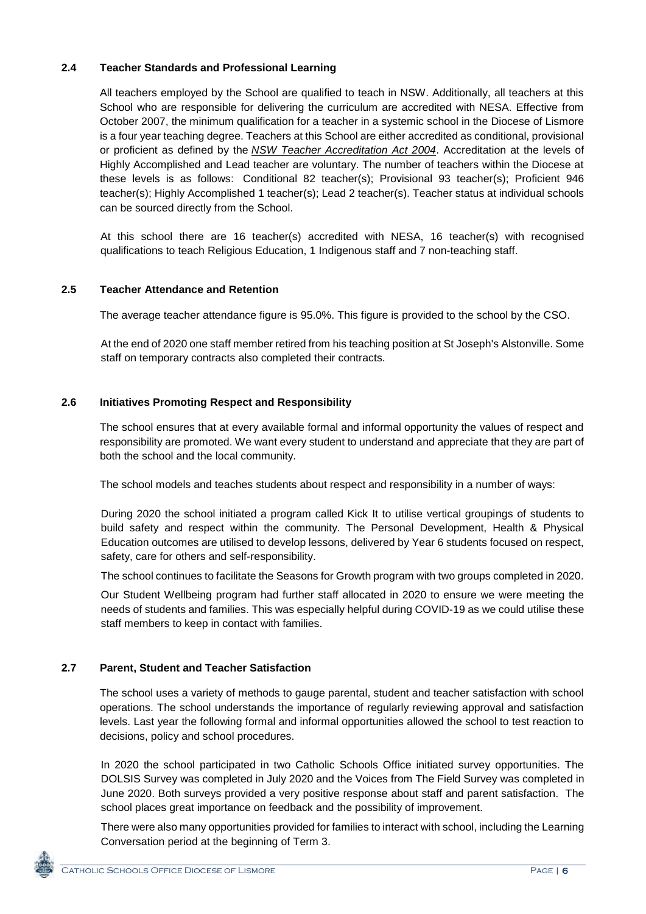### 2.4 Teacher Standards and Professional Learning

All teachers employed by the School are qualified to teach in NSW. Additionally, all teachers at this School who are responsible for delivering the curriculum are accredited with NESA. Effective from October 2007, the minimum qualification for a teacher in a systemic school in the Diocese of Lismore is a four year teaching degree. Teachers at this School are either accredited as conditional, provisional or proficient as defined by the *NSW Teacher Accreditation Act 2004*. Accreditation at the levels of Highly Accomplished and Lead teacher are voluntary. The number of teachers within the Diocese at these levels is as follows: Conditional 82 teacher(s); Provisional 93 teacher(s); Proficient 946 teacher(s); Highly Accomplished 1 teacher(s); Lead 2 teacher(s). Teacher status at individual schools can be sourced directly from the School.

At this school there are 16 teacher(s) accredited with NESA, 16 teacher(s) with recognised qualifications to teach Religious Education, 1 Indigenous staff and 7 non-teaching staff.

### 2.5 Teacher Attendance and Retention

The average teacher attendance figure is 95.0%. This figure is provided to the school by the CSO.

At the end of 2020 one staff member retired from his teaching position at St Joseph's Alstonville. Some staff on temporary contracts also completed their contracts.

### 2.6 Initiatives Promoting Respect and Responsibility

The school ensures that at every available formal and informal opportunity the values of respect and responsibility are promoted. We want every student to understand and appreciate that they are part of both the school and the local community.

The school models and teaches students about respect and responsibility in a number of ways:

During 2020 the school initiated a program called Kick It to utilise vertical groupings of students to build safety and respect within the community. The Personal Development, Health & Physical Education outcomes are utilised to develop lessons, delivered by Year 6 students focused on respect, safety, care for others and self-responsibility.

The school continues to facilitate the Seasons for Growth program with two groups completed in 2020.

Our Student Wellbeing program had further staff allocated in 2020 to ensure we were meeting the needs of students and families. This was especially helpful during COVID-19 as we could utilise these staff members to keep in contact with families.

### 2.7 Parent, Student and Teacher Satisfaction

The school uses a variety of methods to gauge parental, student and teacher satisfaction with school operations. The school understands the importance of regularly reviewing approval and satisfaction levels. Last year the following formal and informal opportunities allowed the school to test reaction to decisions, policy and school procedures.

In 2020 the school participated in two Catholic Schools Office initiated survey opportunities. The DOLSIS Survey was completed in July 2020 and the Voices from The Field Survey was completed in June 2020. Both surveys provided a very positive response about staff and parent satisfaction. The school places great importance on feedback and the possibility of improvement.

There were also many opportunities provided for families to interact with school, including the Learning Conversation period at the beginning of Term 3.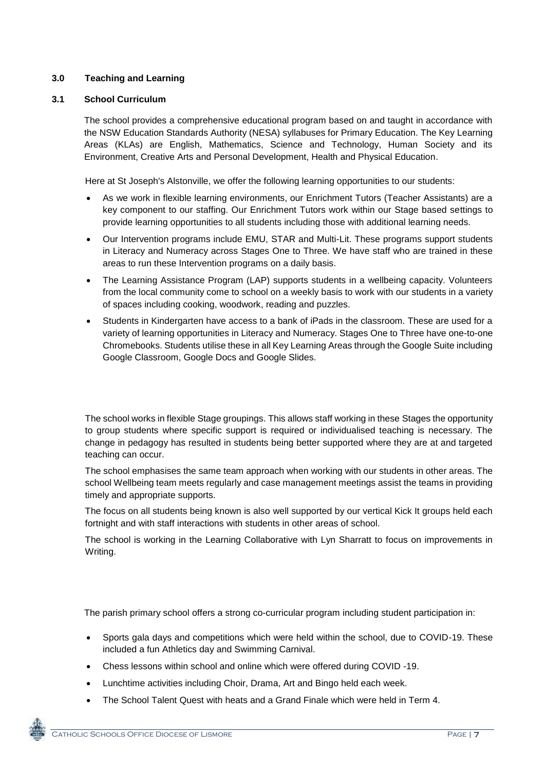## 3.0 Teaching and Learning

### 3.1 School Curriculum

The school provides a comprehensive educational program based on and taught in accordance with the NSW Education Standards Authority (NESA) syllabuses for Primary Education. The Key Learning Areas (KLAs) are English, Mathematics, Science and Technology, Human Society and its Environment, Creative Arts and Personal Development, Health and Physical Education.

Here at St Joseph's Alstonville, we offer the following learning opportunities to our students:

- As we work in flexible learning environments, our Enrichment Tutors (Teacher Assistants) are a key component to our staffing. Our Enrichment Tutors work within our Stage based settings to provide learning opportunities to all students including those with additional learning needs.
- Our Intervention programs include EMU, STAR and Multi-Lit. These programs support students in Literacy and Numeracy across Stages One to Three. We have staff who are trained in these areas to run these Intervention programs on a daily basis.
- The Learning Assistance Program (LAP) supports students in a wellbeing capacity. Volunteers from the local community come to school on a weekly basis to work with our students in a variety of spaces including cooking, woodwork, reading and puzzles.
- Students in Kindergarten have access to a bank of iPads in the classroom. These are used for a variety of learning opportunities in Literacy and Numeracy. Stages One to Three have one-to-one Chromebooks. Students utilise these in all Key Learning Areas through the Google Suite including Google Classroom, Google Docs and Google Slides.

The school works in flexible Stage groupings. This allows staff working in these Stages the opportunity to group students where specific support is required or individualised teaching is necessary. The change in pedagogy has resulted in students being better supported where they are at and targeted teaching can occur.

The school emphasises the same team approach when working with our students in other areas. The school Wellbeing team meets regularly and case management meetings assist the teams in providing timely and appropriate supports.

The focus on all students being known is also well supported by our vertical Kick It groups held each fortnight and with staff interactions with students in other areas of school.

The school is working in the Learning Collaborative with Lyn Sharratt to focus on improvements in Writing.

The parish primary school offers a strong co-curricular program including student participation in:

- Sports gala days and competitions which were held within the school, due to COVID-19. These included a fun Athletics day and Swimming Carnival.
- Chess lessons within school and online which were offered during COVID -19.
- Lunchtime activities including Choir, Drama, Art and Bingo held each week.
- The School Talent Quest with heats and a Grand Finale which were held in Term 4.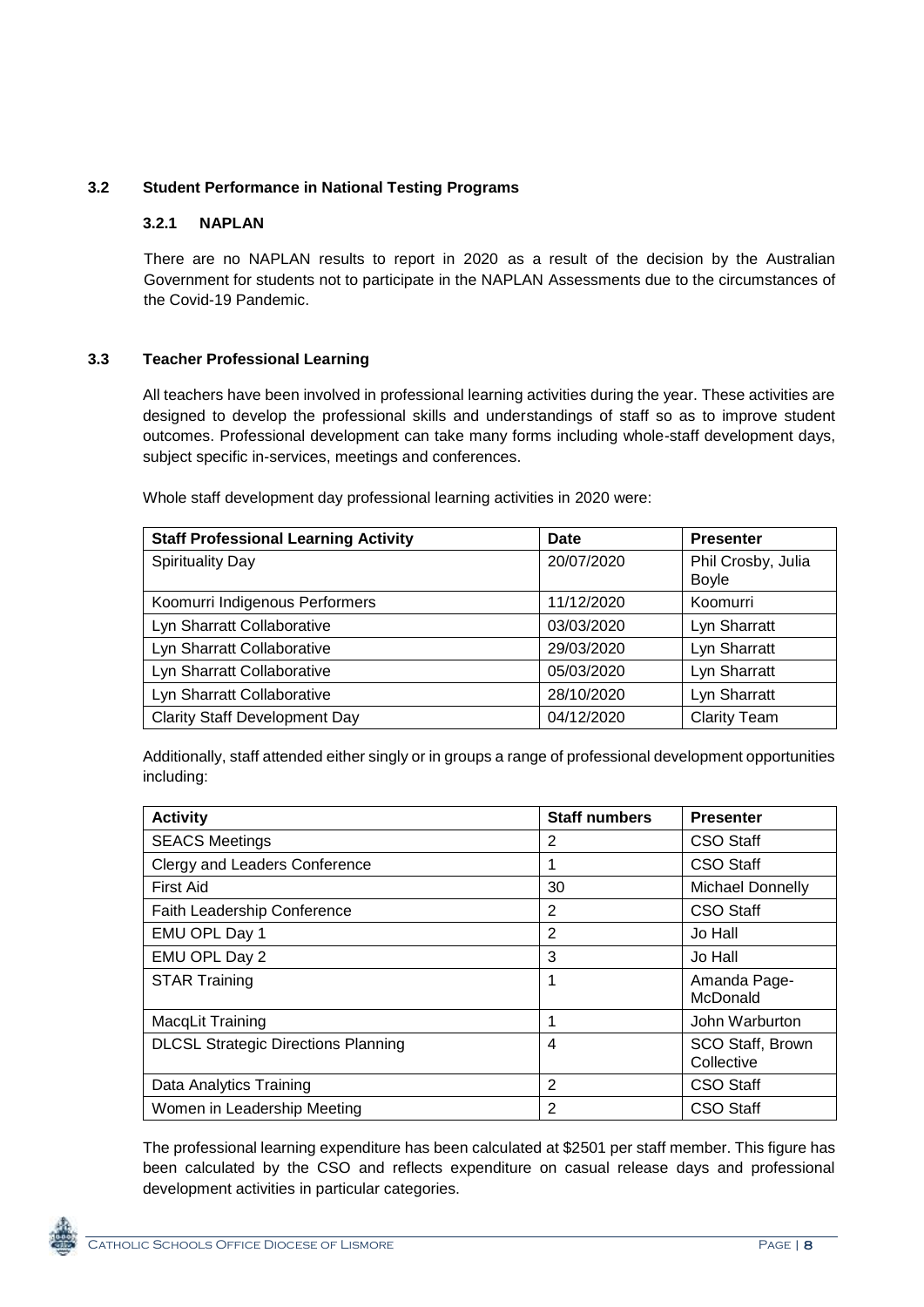### 3.2 Student Performance in National Testing Programs

#### 3.2.1 NAPLAN

There are no NAPLAN results to report in 2020 as a result of the decision by the Australian Government for students not to participate in the NAPLAN Assessments due to the circumstances of the Covid-19 Pandemic.

### 3.3 Teacher Professional Learning

All teachers have been involved in professional learning activities during the year. These activities are designed to develop the professional skills and understandings of staff so as to improve student outcomes. Professional development can take many forms including whole-staff development days, subject specific in-services, meetings and conferences.

Whole staff development day professional learning activities in 2020 were:

| Staff Professional Learning Activity | Date | Presenter |
|---|---|---|
| Spirituality Day | 20/07/2020 | Phil Crosby, Julia Boyle |
| Koomurri Indigenous Performers | 11/12/2020 | Koomurri |
| Lyn Sharratt Collaborative | 03/03/2020 | Lyn Sharratt |
| Lyn Sharratt Collaborative | 29/03/2020 | Lyn Sharratt |
| Lyn Sharratt Collaborative | 05/03/2020 | Lyn Sharratt |
| Lyn Sharratt Collaborative | 28/10/2020 | Lyn Sharratt |
| Clarity Staff Development Day | 04/12/2020 | Clarity Team |

Additionally, staff attended either singly or in groups a range of professional development opportunities including:

| Activity | Staff numbers | Presenter |
|---|---|---|
| SEACS Meetings | 2 | CSO Staff |
| Clergy and Leaders Conference | 1 | CSO Staff |
| First Aid | 30 | Michael Donnelly |
| Faith Leadership Conference | 2 | CSO Staff |
| EMU OPL Day 1 | 2 | Jo Hall |
| EMU OPL Day 2 | 3 | Jo Hall |
| STAR Training | 1 | Amanda Page-McDonald |
| MacqLit Training | 1 | John Warburton |
| DLCSL Strategic Directions Planning | 4 | SCO Staff, Brown Collective |
| Data Analytics Training | 2 | CSO Staff |
| Women in Leadership Meeting | 2 | CSO Staff |

The professional learning expenditure has been calculated at $2501 per staff member. This figure has been calculated by the CSO and reflects expenditure on casual release days and professional development activities in particular categories.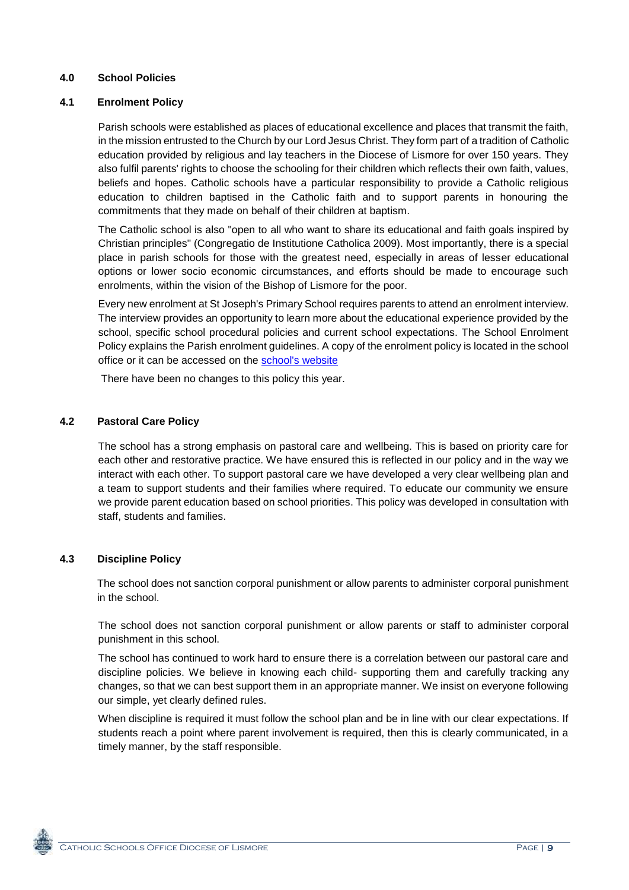## 4.0 School Policies

### 4.1 Enrolment Policy

Parish schools were established as places of educational excellence and places that transmit the faith, in the mission entrusted to the Church by our Lord Jesus Christ. They form part of a tradition of Catholic education provided by religious and lay teachers in the Diocese of Lismore for over 150 years. They also fulfil parents' rights to choose the schooling for their children which reflects their own faith, values, beliefs and hopes. Catholic schools have a particular responsibility to provide a Catholic religious education to children baptised in the Catholic faith and to support parents in honouring the commitments that they made on behalf of their children at baptism.

The Catholic school is also "open to all who want to share its educational and faith goals inspired by Christian principles" (Congregatio de Institutione Catholica 2009). Most importantly, there is a special place in parish schools for those with the greatest need, especially in areas of lesser educational options or lower socio economic circumstances, and efforts should be made to encourage such enrolments, within the vision of the Bishop of Lismore for the poor.

Every new enrolment at St Joseph's Primary School requires parents to attend an enrolment interview. The interview provides an opportunity to learn more about the educational experience provided by the school, specific school procedural policies and current school expectations. The School Enrolment Policy explains the Parish enrolment guidelines. A copy of the enrolment policy is located in the school office or it can be accessed on the school's website

There have been no changes to this policy this year.

### 4.2 Pastoral Care Policy

The school has a strong emphasis on pastoral care and wellbeing. This is based on priority care for each other and restorative practice. We have ensured this is reflected in our policy and in the way we interact with each other. To support pastoral care we have developed a very clear wellbeing plan and a team to support students and their families where required. To educate our community we ensure we provide parent education based on school priorities. This policy was developed in consultation with staff, students and families.

### 4.3 Discipline Policy

The school does not sanction corporal punishment or allow parents to administer corporal punishment in the school.

The school does not sanction corporal punishment or allow parents or staff to administer corporal punishment in this school.

The school has continued to work hard to ensure there is a correlation between our pastoral care and discipline policies. We believe in knowing each child- supporting them and carefully tracking any changes, so that we can best support them in an appropriate manner. We insist on everyone following our simple, yet clearly defined rules.

When discipline is required it must follow the school plan and be in line with our clear expectations. If students reach a point where parent involvement is required, then this is clearly communicated, in a timely manner, by the staff responsible.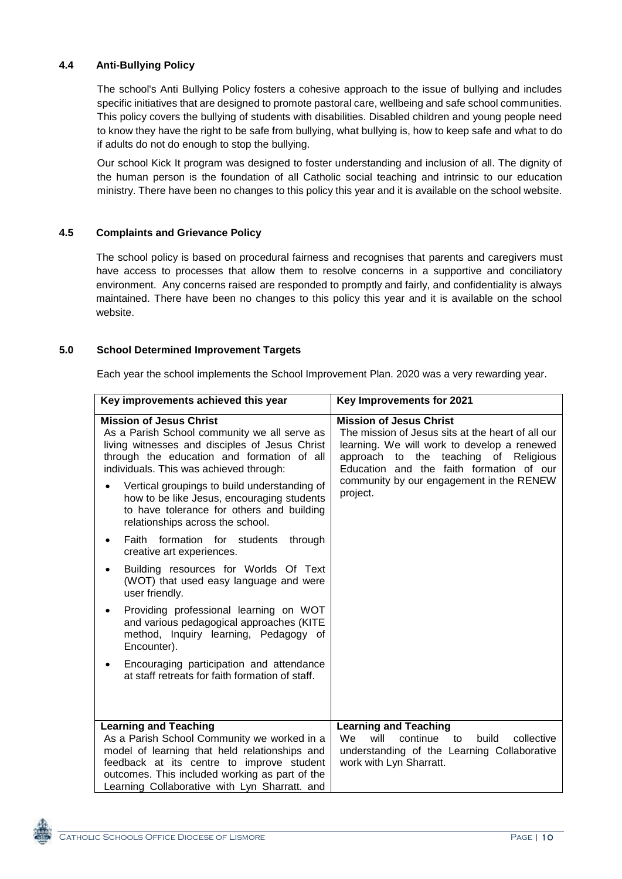### 4.4 Anti-Bullying Policy

The school's Anti Bullying Policy fosters a cohesive approach to the issue of bullying and includes specific initiatives that are designed to promote pastoral care, wellbeing and safe school communities. This policy covers the bullying of students with disabilities. Disabled children and young people need to know they have the right to be safe from bullying, what bullying is, how to keep safe and what to do if adults do not do enough to stop the bullying.

Our school Kick It program was designed to foster understanding and inclusion of all. The dignity of the human person is the foundation of all Catholic social teaching and intrinsic to our education ministry. There have been no changes to this policy this year and it is available on the school website.

### 4.5 Complaints and Grievance Policy

The school policy is based on procedural fairness and recognises that parents and caregivers must have access to processes that allow them to resolve concerns in a supportive and conciliatory environment. Any concerns raised are responded to promptly and fairly, and confidentiality is always maintained. There have been no changes to this policy this year and it is available on the school website.

## 5.0 School Determined Improvement Targets

Each year the school implements the School Improvement Plan. 2020 was a very rewarding year.

| Key improvements achieved this year | Key Improvements for 2021 |
|---|---|
| **Mission of Jesus Christ**<br>As a Parish School community we all serve as living witnesses and disciples of Jesus Christ through the education and formation of all individuals. This was achieved through:<br>• Vertical groupings to build understanding of how to be like Jesus, encouraging students to have tolerance for others and building relationships across the school.<br>• Faith formation for students through creative art experiences.<br>• Building resources for Worlds Of Text (WOT) that used easy language and were user friendly.<br>• Providing professional learning on WOT and various pedagogical approaches (KITE method, Inquiry learning, Pedagogy of Encounter).<br>• Encouraging participation and attendance at staff retreats for faith formation of staff. | **Mission of Jesus Christ**<br>The mission of Jesus sits at the heart of all our learning. We will work to develop a renewed approach to the teaching of Religious Education and the faith formation of our community by our engagement in the RENEW project. |
| **Learning and Teaching**<br>As a Parish School Community we worked in a model of learning that held relationships and feedback at its centre to improve student outcomes. This included working as part of the Learning Collaborative with Lyn Sharratt. and | **Learning and Teaching**<br>We will continue to build collective understanding of the Learning Collaborative work with Lyn Sharratt. |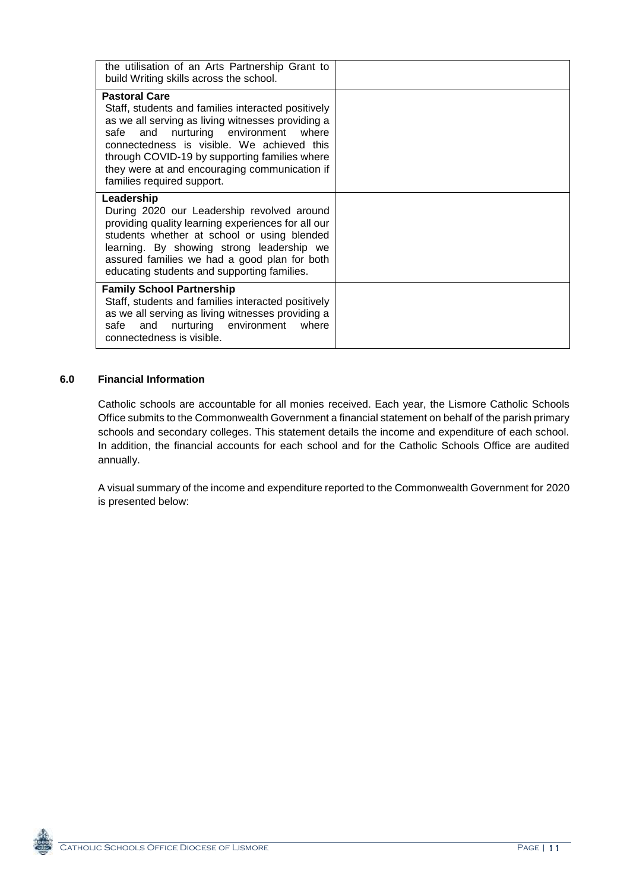| | |
|---|---|
| the utilisation of an Arts Partnership Grant to build Writing skills across the school. | |
| **Pastoral Care**<br>Staff, students and families interacted positively as we all serving as living witnesses providing a safe and nurturing environment where connectedness is visible. We achieved this through COVID-19 by supporting families where they were at and encouraging communication if families required support. | |
| **Leadership**<br>During 2020 our Leadership revolved around providing quality learning experiences for all our students whether at school or using blended learning. By showing strong leadership we assured families we had a good plan for both educating students and supporting families. | |
| **Family School Partnership**<br>Staff, students and families interacted positively as we all serving as living witnesses providing a safe and nurturing environment where connectedness is visible. | |

## 6.0 Financial Information

Catholic schools are accountable for all monies received. Each year, the Lismore Catholic Schools Office submits to the Commonwealth Government a financial statement on behalf of the parish primary schools and secondary colleges. This statement details the income and expenditure of each school. In addition, the financial accounts for each school and for the Catholic Schools Office are audited annually.

A visual summary of the income and expenditure reported to the Commonwealth Government for 2020 is presented below: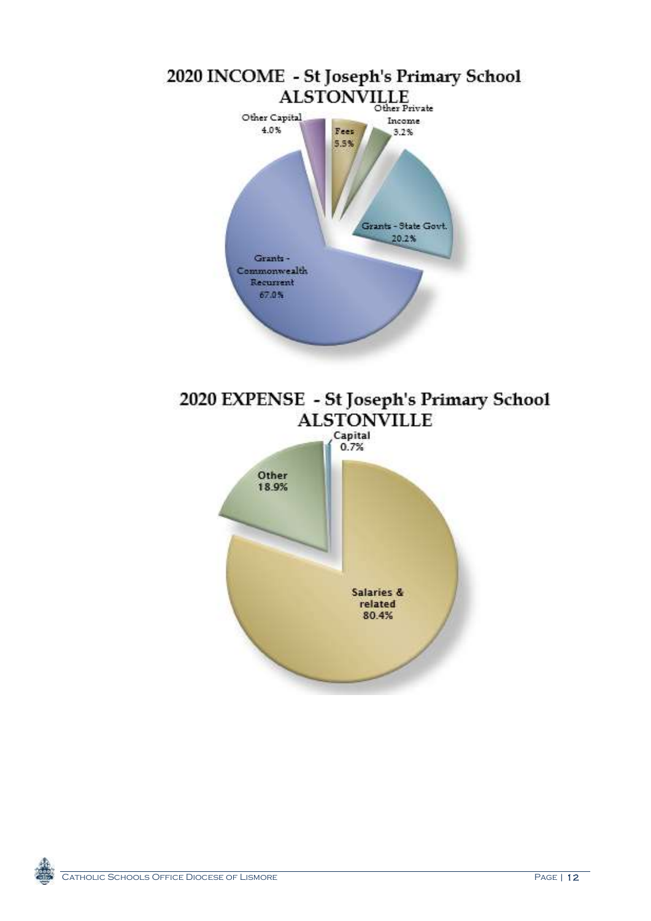## 2020 INCOME - St Joseph's Primary School ALSTONVILLE

Other Capital 4.0%

Fees 5.5%

Other Private Income 3.2%

Grants - State Govt. 20.2%

Grants - Commonwealth Recurrent 67.0%

## 2020 EXPENSE - St Joseph's Primary School ALSTONVILLE

Capital 0.7%

Other 18.9%

Salaries & related 80.4%